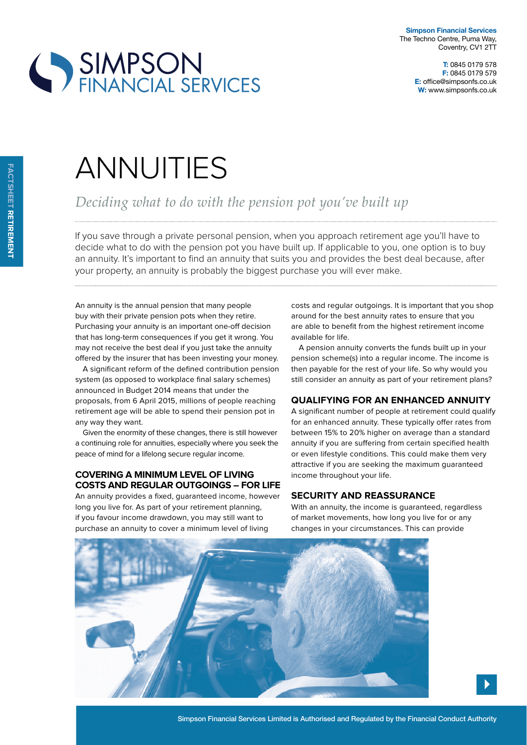**Simpson Financial Services**
The Techno Centre, Puma Way,
Coventry, CV1 2TT

**T:** 0845 0179 578
**F:** 0845 0179 579
**E:** office@simpsonfs.co.uk
**W:** www.simpsonfs.co.uk

FACTSHEET **RETIREMENT**

# ANNUITIES

*Deciding what to do with the pension pot you've built up*

If you save through a private personal pension, when you approach retirement age you'll have to decide what to do with the pension pot you have built up. If applicable to you, one option is to buy an annuity. It's important to find an annuity that suits you and provides the best deal because, after your property, an annuity is probably the biggest purchase you will ever make.

An annuity is the annual pension that many people buy with their private pension pots when they retire. Purchasing your annuity is an important one-off decision that has long-term consequences if you get it wrong. You may not receive the best deal if you just take the annuity offered by the insurer that has been investing your money.

A significant reform of the defined contribution pension system (as opposed to workplace final salary schemes) announced in Budget 2014 means that under the proposals, from 6 April 2015, millions of people reaching retirement age will be able to spend their pension pot in any way they want.

Given the enormity of these changes, there is still however a continuing role for annuities, especially where you seek the peace of mind for a lifelong secure regular income.

## COVERING A MINIMUM LEVEL OF LIVING COSTS AND REGULAR OUTGOINGS – FOR LIFE

An annuity provides a fixed, guaranteed income, however long you live for. As part of your retirement planning, if you favour income drawdown, you may still want to purchase an annuity to cover a minimum level of living costs and regular outgoings. It is important that you shop around for the best annuity rates to ensure that you are able to benefit from the highest retirement income available for life.

A pension annuity converts the funds built up in your pension scheme(s) into a regular income. The income is then payable for the rest of your life. So why would you still consider an annuity as part of your retirement plans?

## QUALIFYING FOR AN ENHANCED ANNUITY

A significant number of people at retirement could qualify for an enhanced annuity. These typically offer rates from between 15% to 20% higher on average than a standard annuity if you are suffering from certain specified health or even lifestyle conditions. This could make them very attractive if you are seeking the maximum guaranteed income throughout your life.

## SECURITY AND REASSURANCE

With an annuity, the income is guaranteed, regardless of market movements, how long you live for or any changes in your circumstances. This can provide

Simpson Financial Services Limited is Authorised and Regulated by the Financial Conduct Authority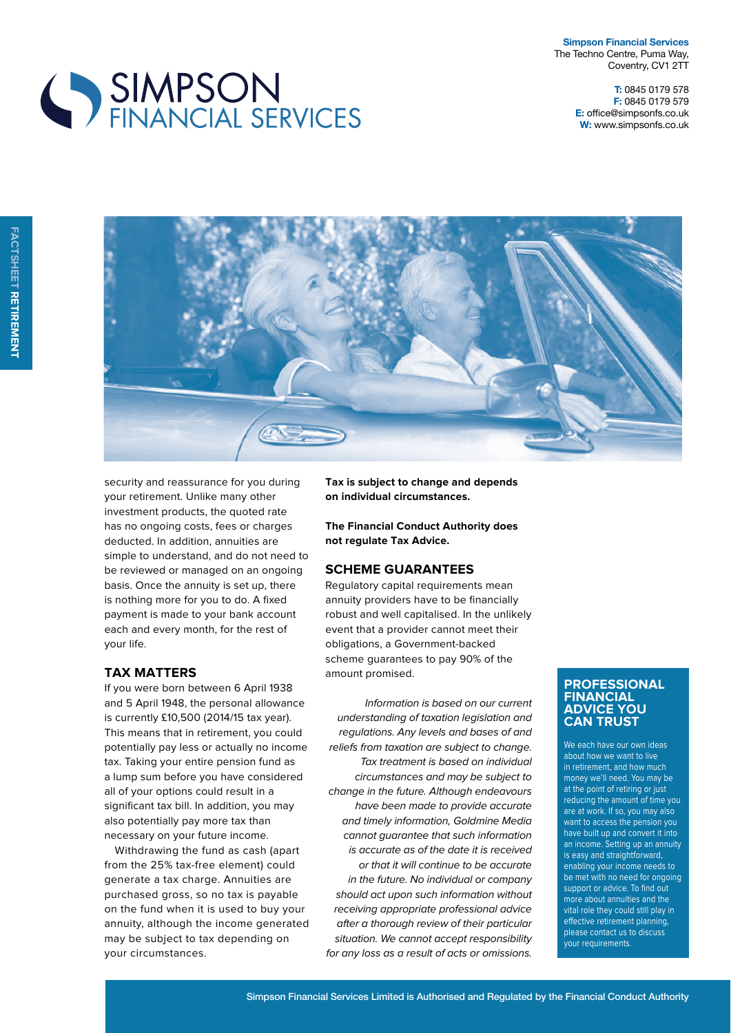**Simpson Financial Services**
The Techno Centre, Puma Way,
Coventry, CV1 2TT

**T:** 0845 0179 578
**F:** 0845 0179 579
**E:** office@simpsonfs.co.uk
**W:** www.simpsonfs.co.uk

FACTSHEET **RETIREMENT**

security and reassurance for you during your retirement. Unlike many other investment products, the quoted rate has no ongoing costs, fees or charges deducted. In addition, annuities are simple to understand, and do not need to be reviewed or managed on an ongoing basis. Once the annuity is set up, there is nothing more for you to do. A fixed payment is made to your bank account each and every month, for the rest of your life.

## TAX MATTERS

If you were born between 6 April 1938 and 5 April 1948, the personal allowance is currently £10,500 (2014/15 tax year). This means that in retirement, you could potentially pay less or actually no income tax. Taking your entire pension fund as a lump sum before you have considered all of your options could result in a significant tax bill. In addition, you may also potentially pay more tax than necessary on your future income.

Withdrawing the fund as cash (apart from the 25% tax-free element) could generate a tax charge. Annuities are purchased gross, so no tax is payable on the fund when it is used to buy your annuity, although the income generated may be subject to tax depending on your circumstances.

**Tax is subject to change and depends on individual circumstances.**

**The Financial Conduct Authority does not regulate Tax Advice.**

## SCHEME GUARANTEES

Regulatory capital requirements mean annuity providers have to be financially robust and well capitalised. In the unlikely event that a provider cannot meet their obligations, a Government-backed scheme guarantees to pay 90% of the amount promised.

*Information is based on our current understanding of taxation legislation and regulations. Any levels and bases of and reliefs from taxation are subject to change. Tax treatment is based on individual circumstances and may be subject to change in the future. Although endeavours have been made to provide accurate and timely information, Goldmine Media cannot guarantee that such information is accurate as of the date it is received or that it will continue to be accurate in the future. No individual or company should act upon such information without receiving appropriate professional advice after a thorough review of their particular situation. We cannot accept responsibility for any loss as a result of acts or omissions.*

## PROFESSIONAL FINANCIAL ADVICE YOU CAN TRUST

We each have our own ideas about how we want to live in retirement, and how much money we'll need. You may be at the point of retiring or just reducing the amount of time you are at work. If so, you may also want to access the pension you have built up and convert it into an income. Setting up an annuity is easy and straightforward, enabling your income needs to be met with no need for ongoing support or advice. To find out more about annuities and the vital role they could still play in effective retirement planning, please contact us to discuss your requirements.

Simpson Financial Services Limited is Authorised and Regulated by the Financial Conduct Authority